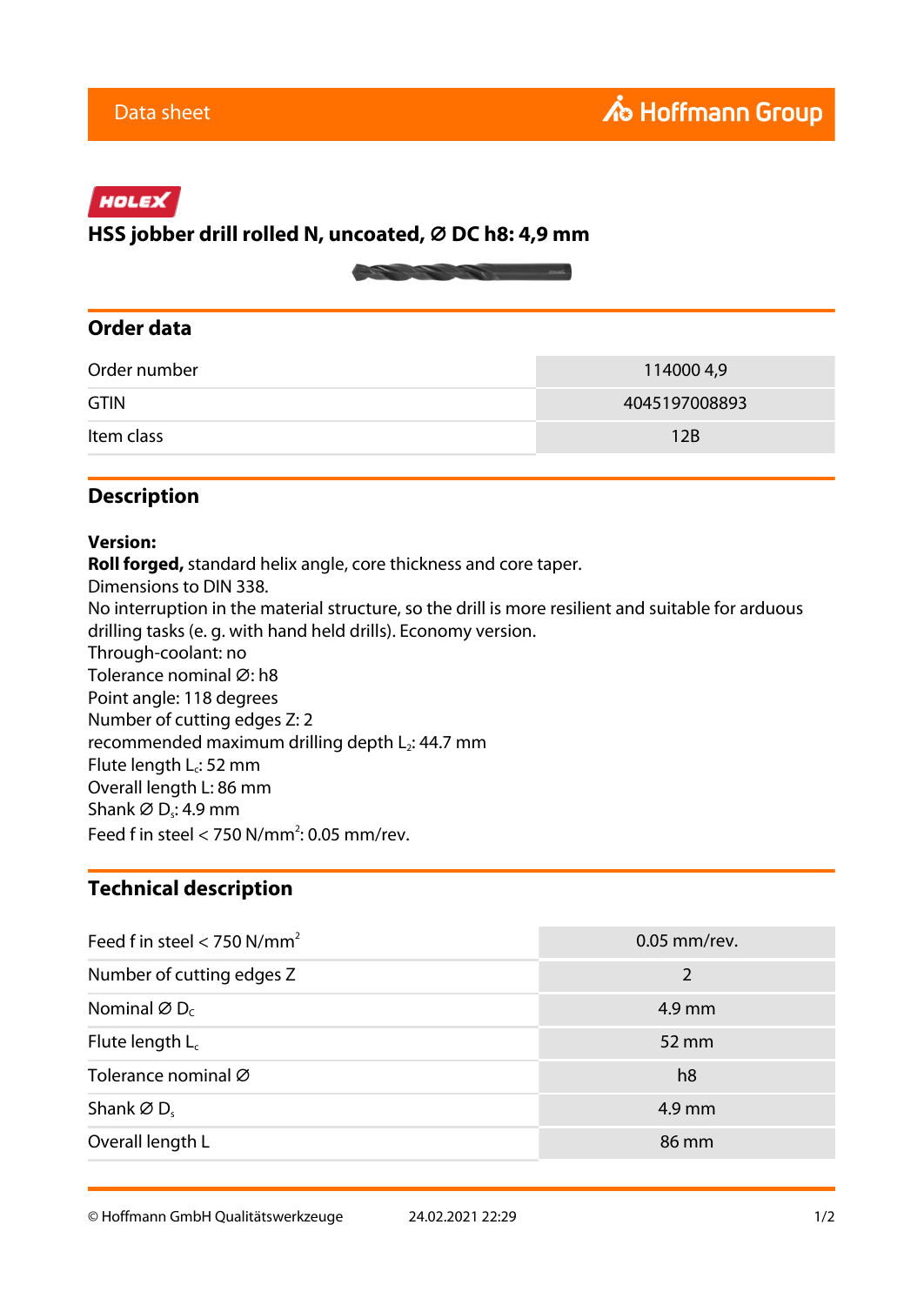Data sheet

HOLEX

# HSS jobber drill rolled N, uncoated, ∅ DC h8: 4,9 mm

## Order data

| | |
|---|---|
| Order number | 114000 4,9 |
| GTIN | 4045197008893 |
| Item class | 12B |

## Description

**Version:**
**Roll forged,** standard helix angle, core thickness and core taper.
Dimensions to DIN 338.
No interruption in the material structure, so the drill is more resilient and suitable for arduous drilling tasks (e. g. with hand held drills). Economy version.
Through-coolant: no
Tolerance nominal ∅: h8
Point angle: 118 degrees
Number of cutting edges Z: 2
recommended maximum drilling depth $L_2$: 44.7 mm
Flute length $L_c$: 52 mm
Overall length L: 86 mm
Shank ∅ $D_s$: 4.9 mm
Feed f in steel < 750 N/mm$^2$: 0.05 mm/rev.

## Technical description

| | |
|---|---|
| Feed f in steel < 750 N/mm$^2$ | 0.05 mm/rev. |
| Number of cutting edges Z | 2 |
| Nominal ∅ $D_C$ | 4.9 mm |
| Flute length $L_c$ | 52 mm |
| Tolerance nominal ∅ | h8 |
| Shank ∅ $D_s$ | 4.9 mm |
| Overall length L | 86 mm |

© Hoffmann GmbH Qualitätswerkzeuge 24.02.2021 22:29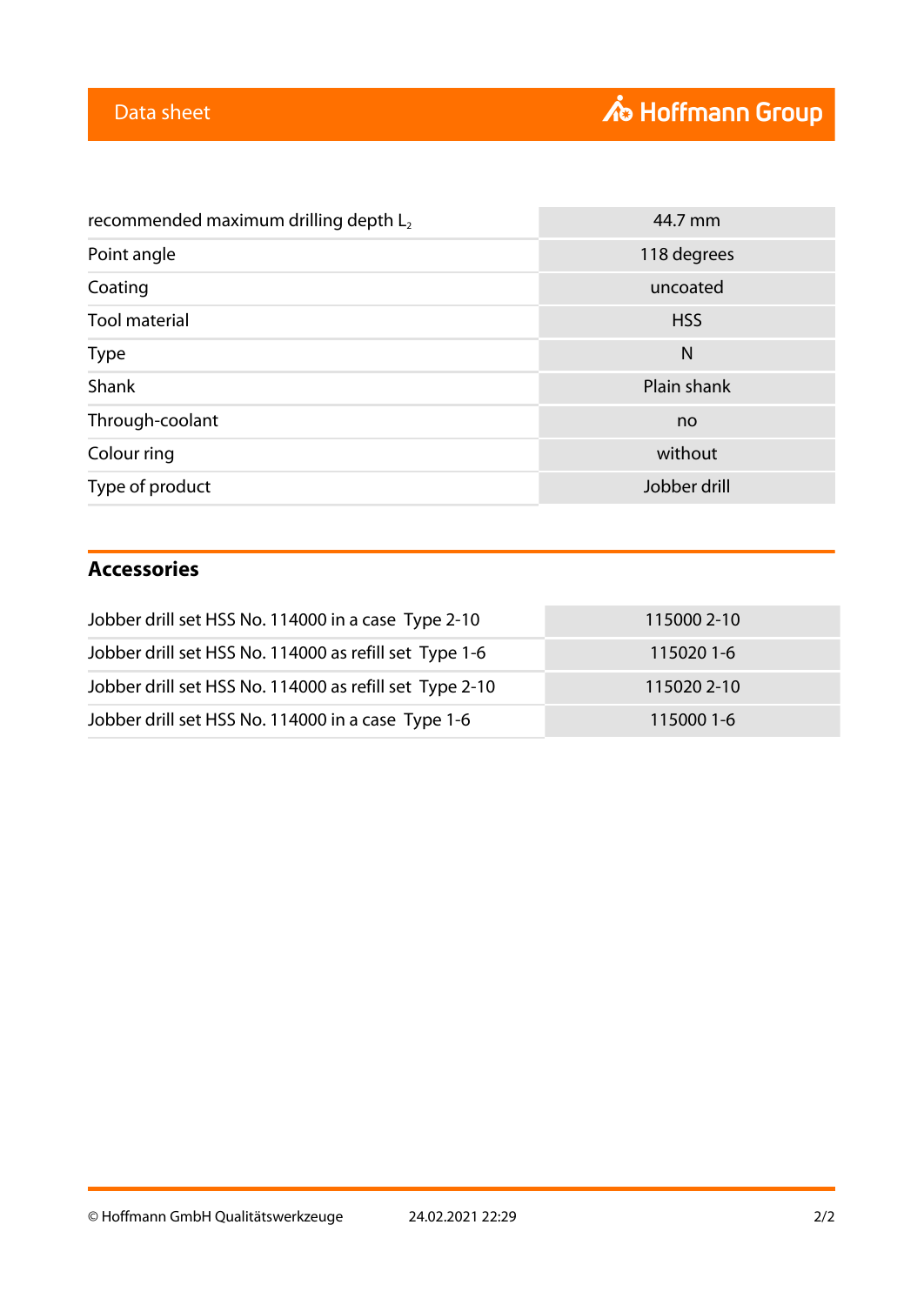| | |
|---|---|
| recommended maximum drilling depth $L_2$ | 44.7 mm |
| Point angle | 118 degrees |
| Coating | uncoated |
| Tool material | HSS |
| Type | N |
| Shank | Plain shank |
| Through-coolant | no |
| Colour ring | without |
| Type of product | Jobber drill |

## Accessories

| | |
|---|---|
| Jobber drill set HSS No. 114000 in a case  Type 2-10 | 115000 2-10 |
| Jobber drill set HSS No. 114000 as refill set  Type 1-6 | 115020 1-6 |
| Jobber drill set HSS No. 114000 as refill set  Type 2-10 | 115020 2-10 |
| Jobber drill set HSS No. 114000 in a case  Type 1-6 | 115000 1-6 |